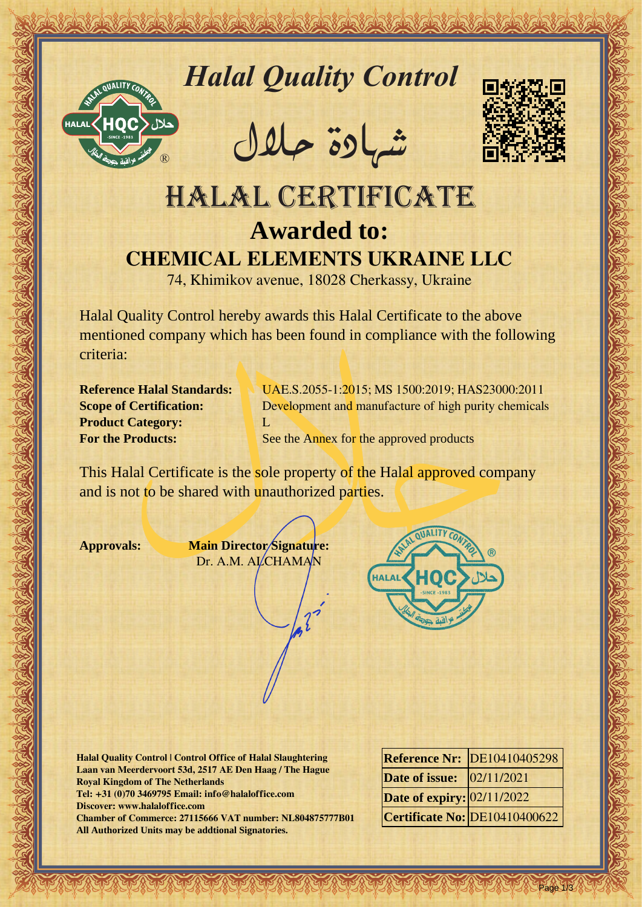# Halal Quality Control

## شهادة حلال

# HALAL CERTIFICATE

## Awarded to:

## CHEMICAL ELEMENTS UKRAINE LLC

74, Khimikov avenue, 18028 Cherkassy, Ukraine

Halal Quality Control hereby awards this Halal Certificate to the above mentioned company which has been found in compliance with the following criteria:

**Reference Halal Standards:** UAE.S.2055-1:2015; MS 1500:2019; HAS23000:2011
**Scope of Certification:** Development and manufacture of high purity chemicals
**Product Category:** L
**For the Products:** See the Annex for the approved products

This Halal Certificate is the sole property of the Halal approved company and is not to be shared with unauthorized parties.

**Approvals:** **Main Director Signature:**
Dr. A.M. ALCHAMAN

**Halal Quality Control | Control Office of Halal Slaughtering**
**Laan van Meerdervoort 53d, 2517 AE Den Haag / The Hague**
**Royal Kingdom of The Netherlands**
**Tel: +31 (0)70 3469795 Email: info@halaloffice.com**
**Discover: www.halaloffice.com**
**Chamber of Commerce: 27115666 VAT number: NL804875777B01**
**All Authorized Units may be addtional Signatories.**

| | |
|---|---|
| **Reference Nr:** | DE10410405298 |
| **Date of issue:** | 02/11/2021 |
| **Date of expiry:** | 02/11/2022 |
| **Certificate No:** | DE10410400622 |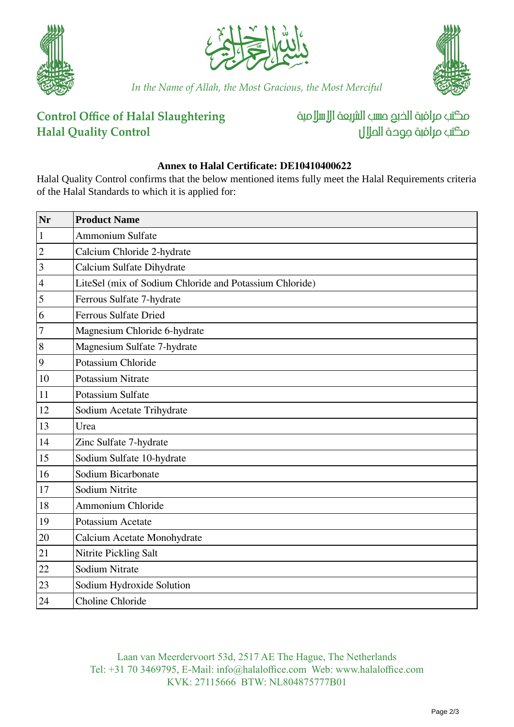In the Name of Allah, the Most Gracious, the Most Merciful

**Control Office of Halal Slaughtering**
**Halal Quality Control**

مكتب مراقبة الذبح حسب الشريعة الإسلامية
مكتب مراقبة جودة الحلال

### Annex to Halal Certificate: DE10410400622

Halal Quality Control confirms that the below mentioned items fully meet the Halal Requirements criteria of the Halal Standards to which it is applied for:

| Nr | Product Name |
|---|---|
| 1 | Ammonium Sulfate |
| 2 | Calcium Chloride 2-hydrate |
| 3 | Calcium Sulfate Dihydrate |
| 4 | LiteSel (mix of Sodium Chloride and Potassium Chloride) |
| 5 | Ferrous Sulfate 7-hydrate |
| 6 | Ferrous Sulfate Dried |
| 7 | Magnesium Chloride 6-hydrate |
| 8 | Magnesium Sulfate 7-hydrate |
| 9 | Potassium Chloride |
| 10 | Potassium Nitrate |
| 11 | Potassium Sulfate |
| 12 | Sodium Acetate Trihydrate |
| 13 | Urea |
| 14 | Zinc Sulfate 7-hydrate |
| 15 | Sodium Sulfate 10-hydrate |
| 16 | Sodium Bicarbonate |
| 17 | Sodium Nitrite |
| 18 | Ammonium Chloride |
| 19 | Potassium Acetate |
| 20 | Calcium Acetate Monohydrate |
| 21 | Nitrite Pickling Salt |
| 22 | Sodium Nitrate |
| 23 | Sodium Hydroxide Solution |
| 24 | Choline Chloride |

Laan van Meerdervoort 53d, 2517 AE The Hague, The Netherlands
Tel: +31 70 3469795, E-Mail: info@halaloffice.com Web: www.halaloffice.com
KVK: 27115666 BTW: NL804875777B01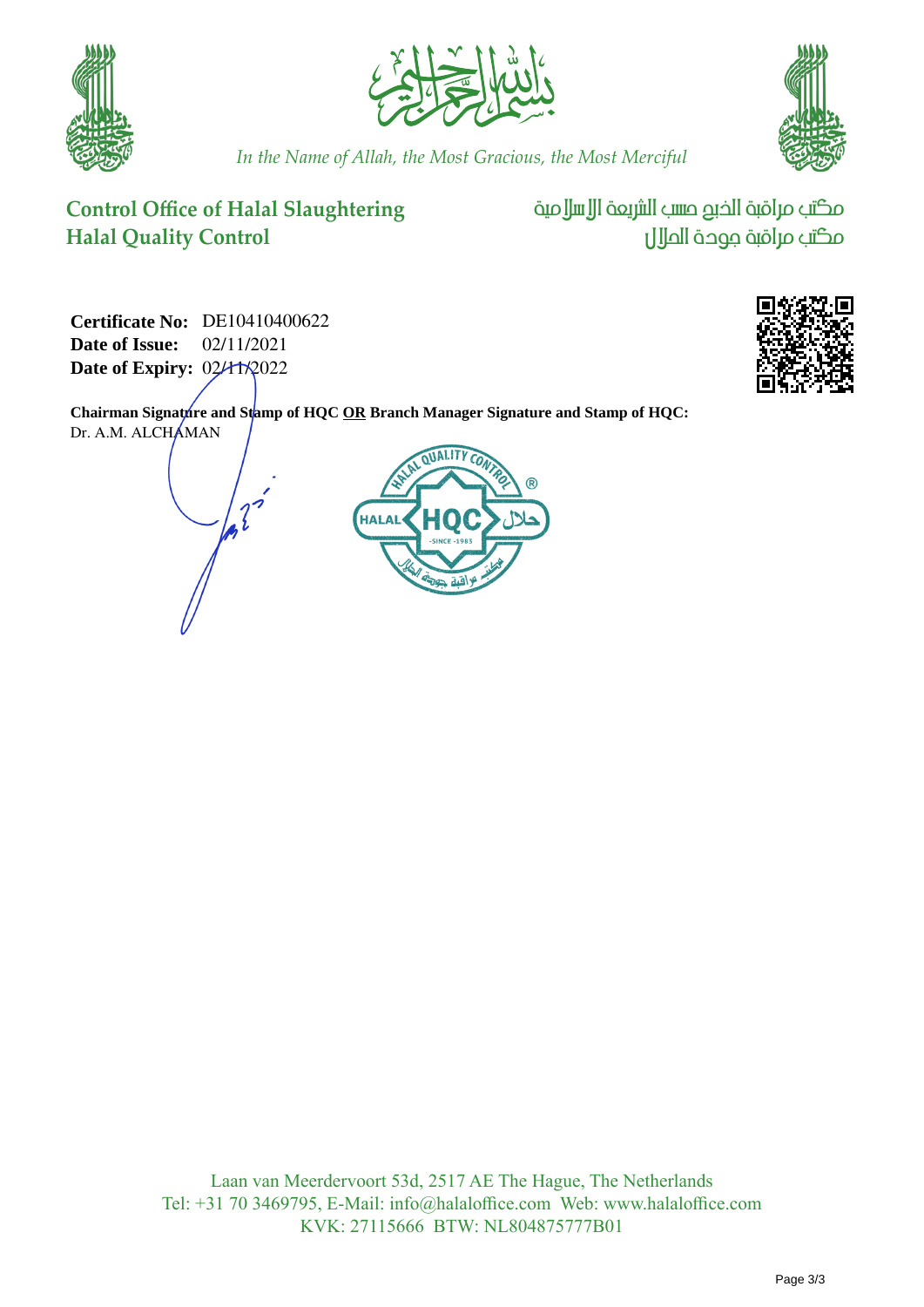بسم الله الرحمن الرحيم

*In the Name of Allah, the Most Gracious, the Most Merciful*

**Control Office of Halal Slaughtering**
**Halal Quality Control**

مكتب مراقبة الذبح حسب الشريعة الإسلامية
مكتب مراقبة جودة الحلال

**Certificate No:** DE10410400622
**Date of Issue:** 02/11/2021
**Date of Expiry:** 02/11/2022

**Chairman Signature and Stamp of HQC OR Branch Manager Signature and Stamp of HQC:**
Dr. A.M. ALCHAMAN

HALAL QUALITY CONTROL ® HALAL HQC -SINCE -1983 حلال مكتب مراقبة جودة الحلال

Laan van Meerdervoort 53d, 2517 AE The Hague, The Netherlands
Tel: +31 70 3469795, E-Mail: info@halaloffice.com Web: www.halaloffice.com
KVK: 27115666 BTW: NL804875777B01